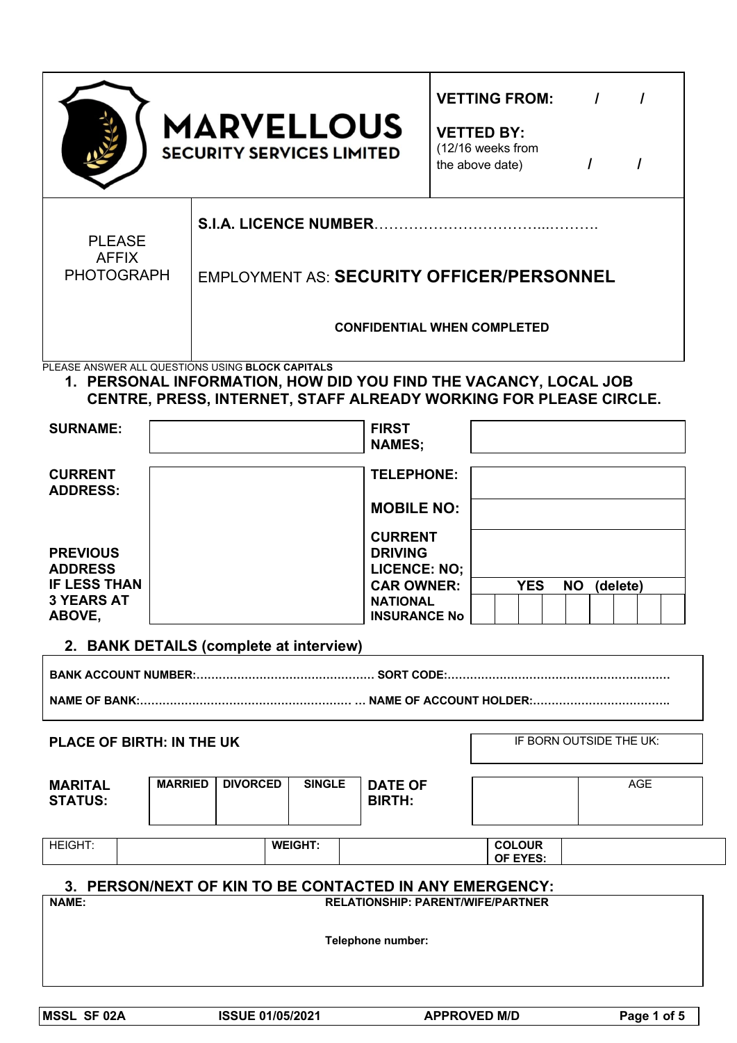| **MARVELLOUS SECURITY SERVICES LIMITED** | **VETTING FROM:** / / <br> **VETTED BY:** (12/16 weeks from the above date) / / |
|---|---|

| PLEASE AFFIX PHOTOGRAPH | **S.I.A. LICENCE NUMBER**………………………………...………. <br><br> EMPLOYMENT AS: **SECURITY OFFICER/PERSONNEL** <br><br> **CONFIDENTIAL WHEN COMPLETED** |
|---|---|

PLEASE ANSWER ALL QUESTIONS USING **BLOCK CAPITALS**

## 1. PERSONAL INFORMATION, HOW DID YOU FIND THE VACANCY, LOCAL JOB CENTRE, PRESS, INTERNET, STAFF ALREADY WORKING FOR PLEASE CIRCLE.

| | | | |
|---|---|---|---|
| **SURNAME:** | | **FIRST NAMES;** | |
| **CURRENT ADDRESS:** | | **TELEPHONE:** | |
| | | **MOBILE NO:** | |
| **PREVIOUS ADDRESS IF LESS THAN 3 YEARS AT ABOVE,** | | **CURRENT DRIVING LICENCE: NO;** | |
| | | **CAR OWNER:** | **YES NO (delete)** |
| | | **NATIONAL INSURANCE No** | |

## 2. BANK DETAILS (complete at interview)

**BANK ACCOUNT NUMBER:**............................................... **SORT CODE:**..........................................................

**NAME OF BANK:**........................................................ … **NAME OF ACCOUNT HOLDER:**...................................

| | | | | | |
|---|---|---|---|---|---|
| **PLACE OF BIRTH: IN THE UK** | | | | IF BORN OUTSIDE THE UK: | |
| **MARITAL STATUS:** | **MARRIED** | **DIVORCED** | **SINGLE** | **DATE OF BIRTH:** | AGE |

| | | | | | |
|---|---|---|---|---|---|
| HEIGHT: | | **WEIGHT:** | | **COLOUR OF EYES:** | |

## 3. PERSON/NEXT OF KIN TO BE CONTACTED IN ANY EMERGENCY:

**NAME:** **RELATIONSHIP: PARENT/WIFE/PARTNER**

**Telephone number:**

| | | | |
|---|---|---|---|
| **MSSL SF 02A** | **ISSUE 01/05/2021** | **APPROVED M/D** | **Page 1 of 5** |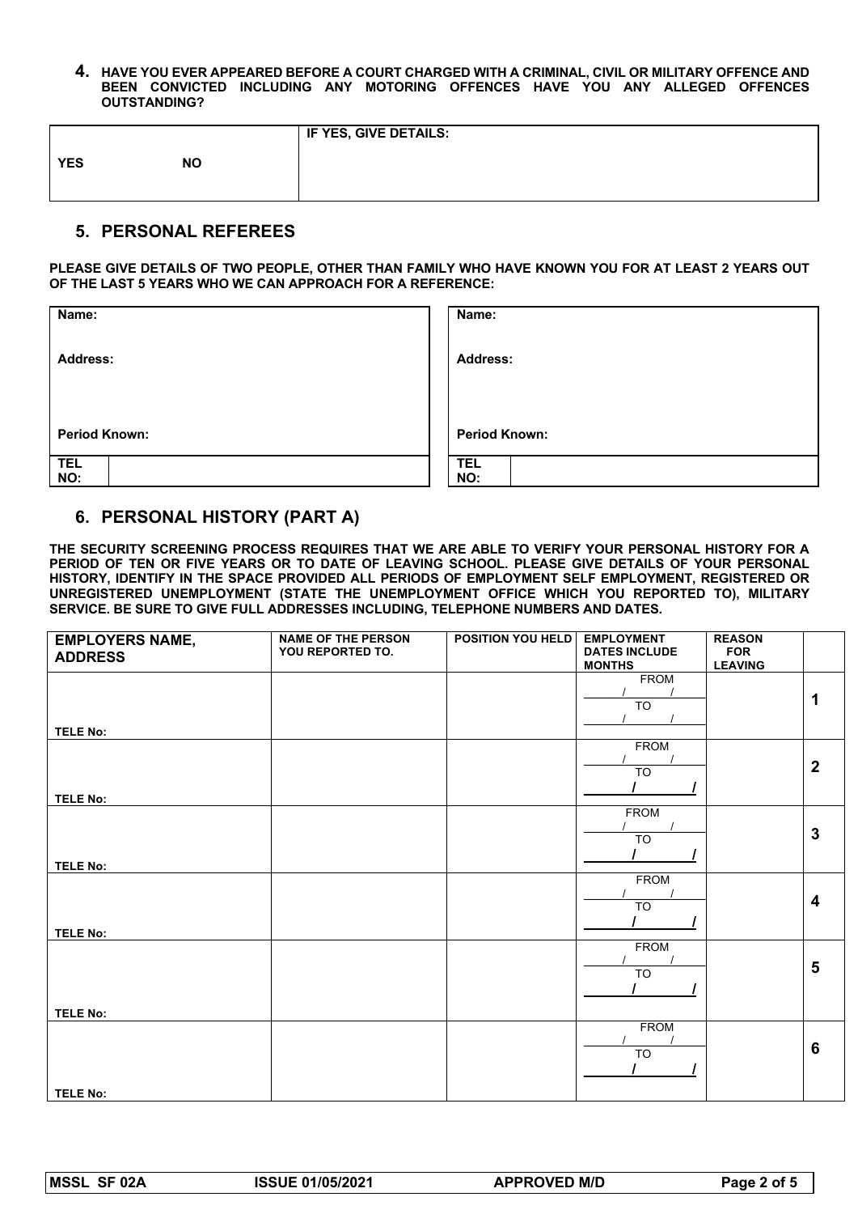**4. HAVE YOU EVER APPEARED BEFORE A COURT CHARGED WITH A CRIMINAL, CIVIL OR MILITARY OFFENCE AND BEEN CONVICTED INCLUDING ANY MOTORING OFFENCES HAVE YOU ANY ALLEGED OFFENCES OUTSTANDING?**

| YES | NO | IF YES, GIVE DETAILS: |
|---|---|---|
| | | |

## 5. PERSONAL REFEREES

**PLEASE GIVE DETAILS OF TWO PEOPLE, OTHER THAN FAMILY WHO HAVE KNOWN YOU FOR AT LEAST 2 YEARS OUT OF THE LAST 5 YEARS WHO WE CAN APPROACH FOR A REFERENCE:**

| | |
|---|---|
| **Name:** | **Name:** |
| **Address:** | **Address:** |
| **Period Known:** | **Period Known:** |
| **TEL NO:** | **TEL NO:** |

## 6. PERSONAL HISTORY (PART A)

**THE SECURITY SCREENING PROCESS REQUIRES THAT WE ARE ABLE TO VERIFY YOUR PERSONAL HISTORY FOR A PERIOD OF TEN OR FIVE YEARS OR TO DATE OF LEAVING SCHOOL. PLEASE GIVE DETAILS OF YOUR PERSONAL HISTORY, IDENTIFY IN THE SPACE PROVIDED ALL PERIODS OF EMPLOYMENT SELF EMPLOYMENT, REGISTERED OR UNREGISTERED UNEMPLOYMENT (STATE THE UNEMPLOYMENT OFFICE WHICH YOU REPORTED TO), MILITARY SERVICE. BE SURE TO GIVE FULL ADDRESSES INCLUDING, TELEPHONE NUMBERS AND DATES.**

| EMPLOYERS NAME, ADDRESS | NAME OF THE PERSON YOU REPORTED TO. | POSITION YOU HELD | EMPLOYMENT DATES INCLUDE MONTHS | REASON FOR LEAVING | |
|---|---|---|---|---|---|
| TELE No: | | | FROM / / TO / / | | **1** |
| TELE No: | | | FROM / / TO / / | | **2** |
| TELE No: | | | FROM / / TO / / | | **3** |
| TELE No: | | | FROM / / TO / / | | **4** |
| TELE No: | | | FROM / / TO / / | | **5** |
| TELE No: | | | FROM / / TO / / | | **6** |

| MSSL SF 02A | ISSUE 01/05/2021 | APPROVED M/D |
|---|---|---|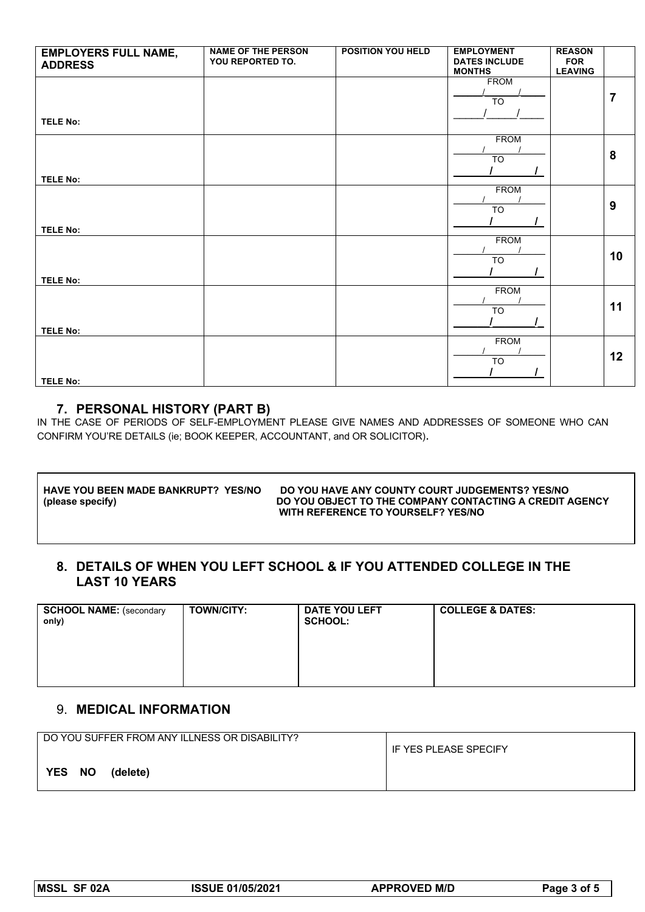| EMPLOYERS FULL NAME, ADDRESS | NAME OF THE PERSON YOU REPORTED TO. | POSITION YOU HELD | EMPLOYMENT DATES INCLUDE MONTHS | REASON FOR LEAVING | |
|---|---|---|---|---|---|
| TELE No: | | | FROM ___/___/___ TO ___/___/___ | | 7 |
| TELE No: | | | FROM ___/___/___ TO ___/___/___ | | 8 |
| TELE No: | | | FROM ___/___/___ TO ___/___/___ | | 9 |
| TELE No: | | | FROM ___/___/___ TO ___/___/___ | | 10 |
| TELE No: | | | FROM ___/___/___ TO ___/___/___ | | 11 |
| TELE No: | | | FROM ___/___/___ TO ___/___/___ | | 12 |

## 7. PERSONAL HISTORY (PART B)

IN THE CASE OF PERIODS OF SELF-EMPLOYMENT PLEASE GIVE NAMES AND ADDRESSES OF SOMEONE WHO CAN CONFIRM YOU'RE DETAILS (ie; BOOK KEEPER, ACCOUNTANT, and OR SOLICITOR).

| | |
|---|---|
| **HAVE YOU BEEN MADE BANKRUPT? YES/NO (please specify)** | **DO YOU HAVE ANY COUNTY COURT JUDGEMENTS? YES/NO**<br>**DO YOU OBJECT TO THE COMPANY CONTACTING A CREDIT AGENCY WITH REFERENCE TO YOURSELF? YES/NO** |

## 8. DETAILS OF WHEN YOU LEFT SCHOOL & IF YOU ATTENDED COLLEGE IN THE LAST 10 YEARS

| **SCHOOL NAME:** (secondary only) | **TOWN/CITY:** | **DATE YOU LEFT SCHOOL:** | **COLLEGE & DATES:** |
|---|---|---|---|
| | | | |

## 9. MEDICAL INFORMATION

| DO YOU SUFFER FROM ANY ILLNESS OR DISABILITY? | IF YES PLEASE SPECIFY |
|---|---|
| **YES NO (delete)** | |

| MSSL SF 02A | ISSUE 01/05/2021 | APPROVED M/D |
|---|---|---|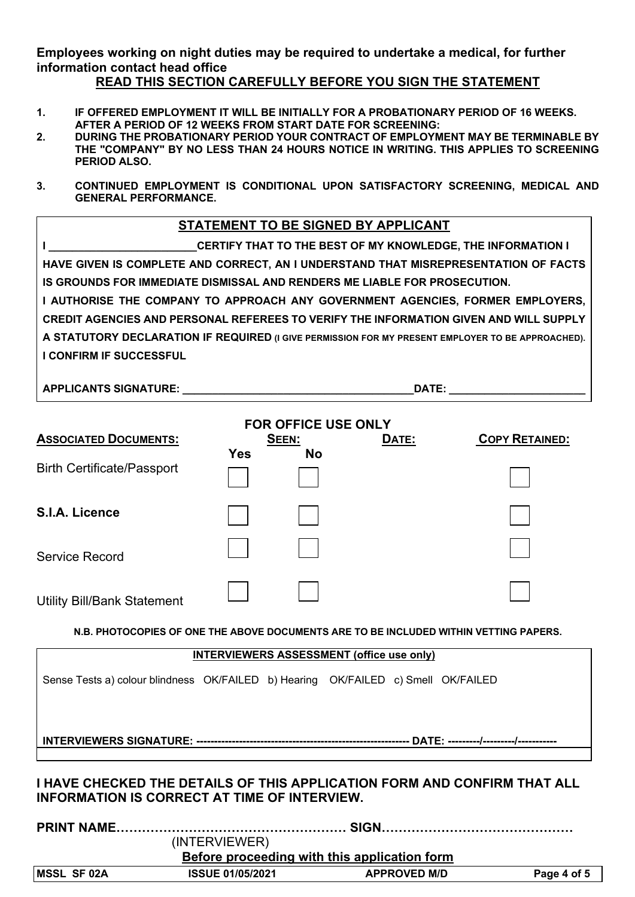**Employees working on night duties may be required to undertake a medical, for further information contact head office**

## READ THIS SECTION CAREFULLY BEFORE YOU SIGN THE STATEMENT

1. **IF OFFERED EMPLOYMENT IT WILL BE INITIALLY FOR A PROBATIONARY PERIOD OF 16 WEEKS. AFTER A PERIOD OF 12 WEEKS FROM START DATE FOR SCREENING:**
2. **DURING THE PROBATIONARY PERIOD YOUR CONTRACT OF EMPLOYMENT MAY BE TERMINABLE BY THE "COMPANY" BY NO LESS THAN 24 HOURS NOTICE IN WRITING. THIS APPLIES TO SCREENING PERIOD ALSO.**
3. **CONTINUED EMPLOYMENT IS CONDITIONAL UPON SATISFACTORY SCREENING, MEDICAL AND GENERAL PERFORMANCE.**

## STATEMENT TO BE SIGNED BY APPLICANT

**I \_\_\_\_\_\_\_\_\_\_\_\_\_\_\_\_\_\_\_\_\_\_\_\_ CERTIFY THAT TO THE BEST OF MY KNOWLEDGE, THE INFORMATION I HAVE GIVEN IS COMPLETE AND CORRECT, AN I UNDERSTAND THAT MISREPRESENTATION OF FACTS IS GROUNDS FOR IMMEDIATE DISMISSAL AND RENDERS ME LIABLE FOR PROSECUTION.**

**I AUTHORISE THE COMPANY TO APPROACH ANY GOVERNMENT AGENCIES, FORMER EMPLOYERS, CREDIT AGENCIES AND PERSONAL REFEREES TO VERIFY THE INFORMATION GIVEN AND WILL SUPPLY A STATUTORY DECLARATION IF REQUIRED (I GIVE PERMISSION FOR MY PRESENT EMPLOYER TO BE APPROACHED).**

**I CONFIRM IF SUCCESSFUL**

**APPLICANTS SIGNATURE:** \_\_\_\_\_\_\_\_\_\_\_\_\_\_\_\_\_\_\_\_\_\_\_\_\_\_\_\_\_\_\_\_\_\_\_\_\_\_ **DATE:** \_\_\_\_\_\_\_\_\_\_\_\_\_\_\_\_\_\_\_\_\_\_

## FOR OFFICE USE ONLY

| **ASSOCIATED DOCUMENTS:** | **SEEN:** Yes | **SEEN:** No | **DATE:** | **COPY RETAINED:** |
|---|---|---|---|---|
| Birth Certificate/Passport | ☐ | ☐ | | ☐ |
| **S.I.A. Licence** | ☐ | ☐ | | ☐ |
| Service Record | ☐ | ☐ | | ☐ |
| Utility Bill/Bank Statement | ☐ | ☐ | | ☐ |

**N.B. PHOTOCOPIES OF ONE THE ABOVE DOCUMENTS ARE TO BE INCLUDED WITHIN VETTING PAPERS.**

### INTERVIEWERS ASSESSMENT (office use only)

Sense Tests a) colour blindness OK/FAILED b) Hearing OK/FAILED c) Smell OK/FAILED

**INTERVIEWERS SIGNATURE:** ------------------------------------------------------------ **DATE:** ---------/---------/-----------

**I HAVE CHECKED THE DETAILS OF THIS APPLICATION FORM AND CONFIRM THAT ALL INFORMATION IS CORRECT AT TIME OF INTERVIEW.**

**PRINT NAME**……………………………………………… **SIGN**………………………………………

(INTERVIEWER)

**Before proceeding with this application form**

| MSSL SF 02A | ISSUE 01/05/2021 | APPROVED M/D |
|---|---|---|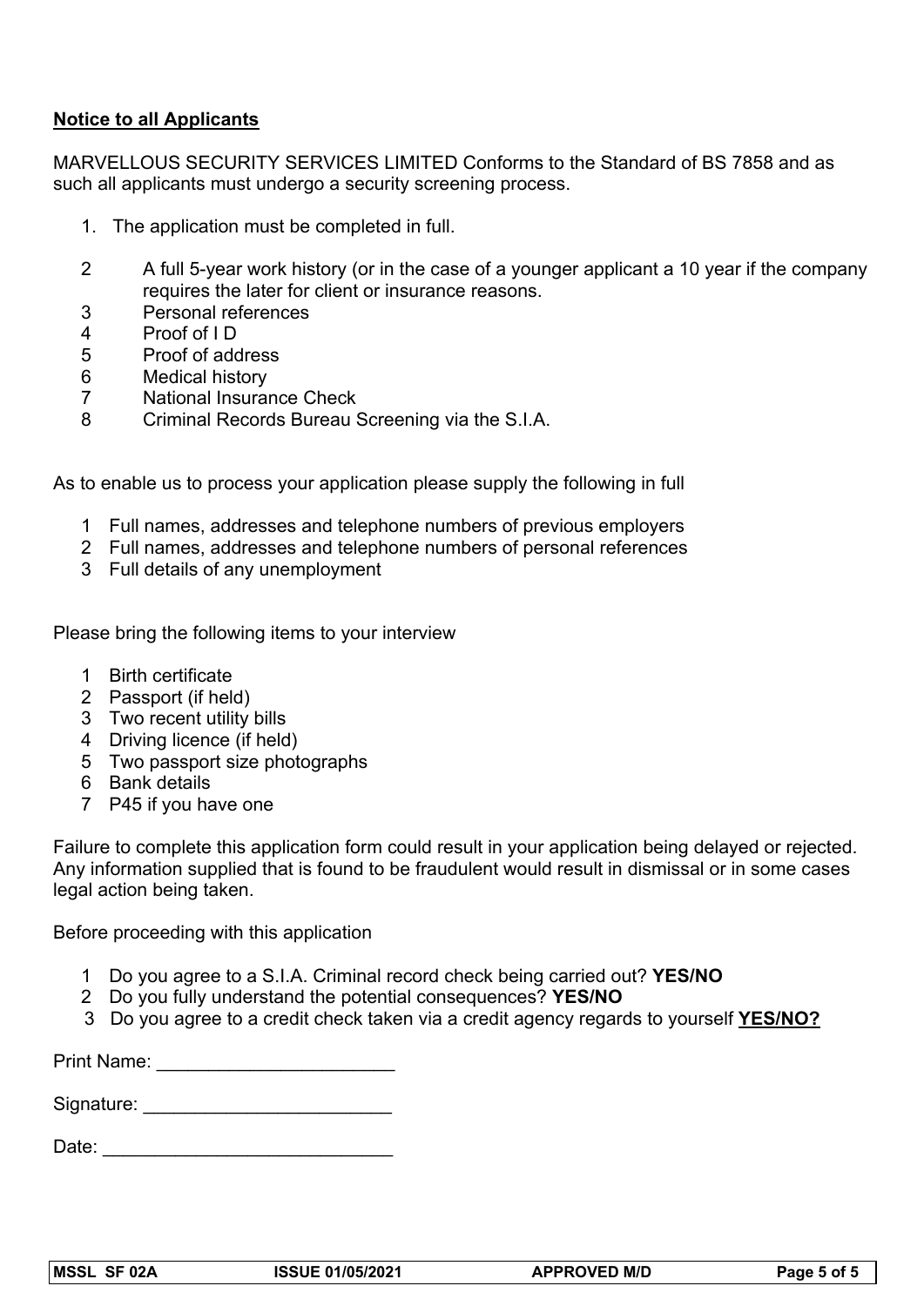**Notice to all Applicants**

MARVELLOUS SECURITY SERVICES LIMITED Conforms to the Standard of BS 7858 and as such all applicants must undergo a security screening process.

1. The application must be completed in full.
2. A full 5-year work history (or in the case of a younger applicant a 10 year if the company requires the later for client or insurance reasons.
3. Personal references
4. Proof of I D
5. Proof of address
6. Medical history
7. National Insurance Check
8. Criminal Records Bureau Screening via the S.I.A.

As to enable us to process your application please supply the following in full

1. Full names, addresses and telephone numbers of previous employers
2. Full names, addresses and telephone numbers of personal references
3. Full details of any unemployment

Please bring the following items to your interview

1. Birth certificate
2. Passport (if held)
3. Two recent utility bills
4. Driving licence (if held)
5. Two passport size photographs
6. Bank details
7. P45 if you have one

Failure to complete this application form could result in your application being delayed or rejected. Any information supplied that is found to be fraudulent would result in dismissal or in some cases legal action being taken.

Before proceeding with this application

1. Do you agree to a S.I.A. Criminal record check being carried out? **YES/NO**
2. Do you fully understand the potential consequences? **YES/NO**
3. Do you agree to a credit check taken via a credit agency regards to yourself **YES/NO?**

Print Name: _______________________

Signature: ________________________

Date: ____________________________

| | | | |
|---|---|---|---|
| **MSSL SF 02A** | **ISSUE 01/05/2021** | **APPROVED M/D** | |